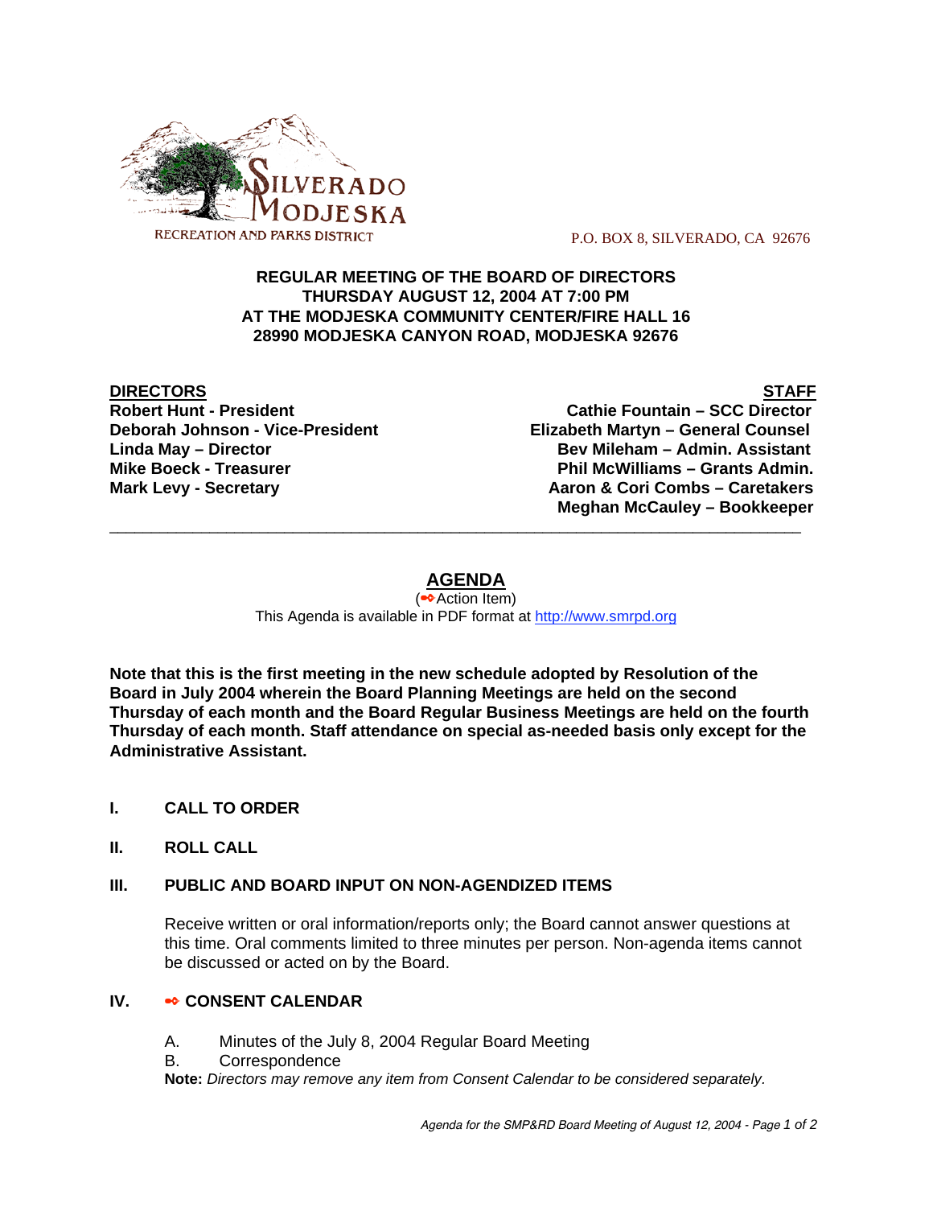SILVERADO MODJESKA RECREATION AND PARKS DISTRICT

P.O. BOX 8, SILVERADO, CA 92676

**REGULAR MEETING OF THE BOARD OF DIRECTORS**
**THURSDAY AUGUST 12, 2004 AT 7:00 PM**
**AT THE MODJESKA COMMUNITY CENTER/FIRE HALL 16**
**28990 MODJESKA CANYON ROAD, MODJESKA 92676**

| DIRECTORS | STAFF |
|---|---|
| **Robert Hunt - President** | **Cathie Fountain – SCC Director** |
| **Deborah Johnson - Vice-President** | **Elizabeth Martyn – General Counsel** |
| **Linda May – Director** | **Bev Mileham – Admin. Assistant** |
| **Mike Boeck - Treasurer** | **Phil McWilliams – Grants Admin.** |
| **Mark Levy - Secretary** | **Aaron & Cori Combs – Caretakers** |
| | **Meghan McCauley – Bookkeeper** |

---

# AGENDA

(➻Action Item)

This Agenda is available in PDF format at http://www.smrpd.org

**Note that this is the first meeting in the new schedule adopted by Resolution of the Board in July 2004 wherein the Board Planning Meetings are held on the second Thursday of each month and the Board Regular Business Meetings are held on the fourth Thursday of each month. Staff attendance on special as-needed basis only except for the Administrative Assistant.**

**I. CALL TO ORDER**

**II. ROLL CALL**

**III. PUBLIC AND BOARD INPUT ON NON-AGENDIZED ITEMS**

Receive written or oral information/reports only; the Board cannot answer questions at this time. Oral comments limited to three minutes per person. Non-agenda items cannot be discussed or acted on by the Board.

**IV. ➻ CONSENT CALENDAR**

A. Minutes of the July 8, 2004 Regular Board Meeting

B. Correspondence

**Note:** *Directors may remove any item from Consent Calendar to be considered separately.*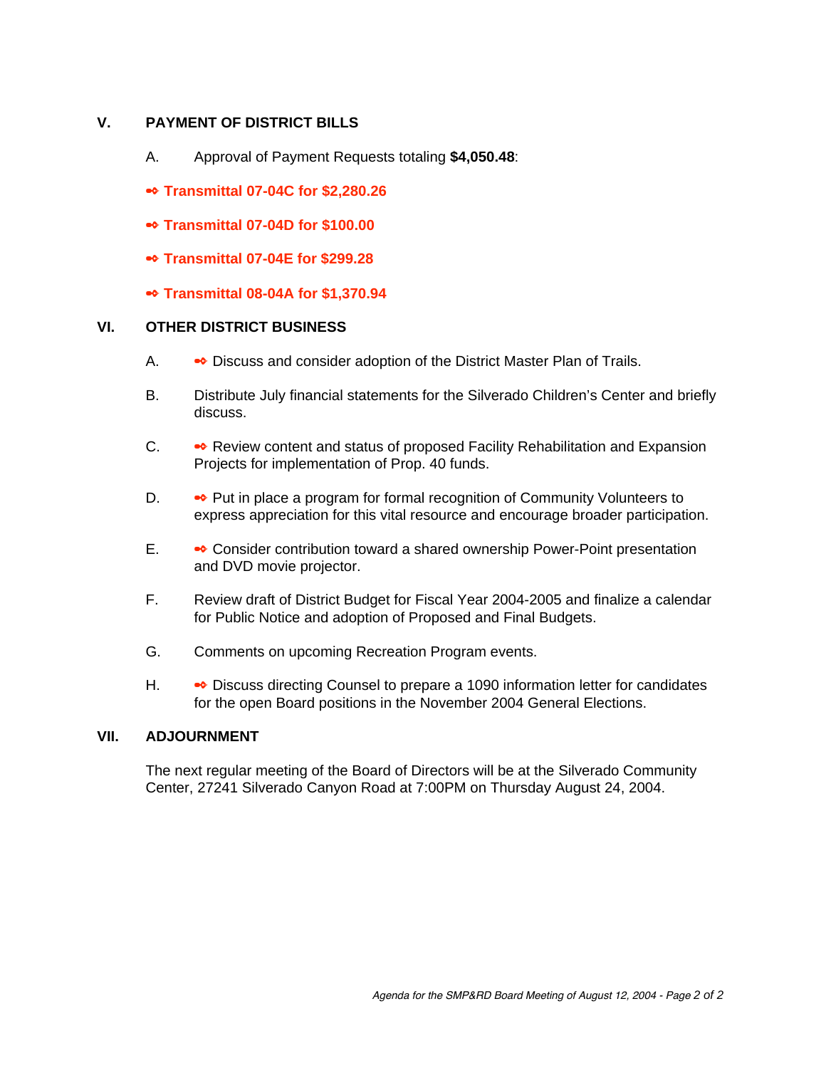## V. PAYMENT OF DISTRICT BILLS

A. Approval of Payment Requests totaling **$4,050.48**:

➾ **Transmittal 07-04C for $2,280.26**

➾ **Transmittal 07-04D for $100.00**

➾ **Transmittal 07-04E for $299.28**

➾ **Transmittal 08-04A for $1,370.94**

## VI. OTHER DISTRICT BUSINESS

A. ➾ Discuss and consider adoption of the District Master Plan of Trails.

B. Distribute July financial statements for the Silverado Children's Center and briefly discuss.

C. ➾ Review content and status of proposed Facility Rehabilitation and Expansion Projects for implementation of Prop. 40 funds.

D. ➾ Put in place a program for formal recognition of Community Volunteers to express appreciation for this vital resource and encourage broader participation.

E. ➾ Consider contribution toward a shared ownership Power-Point presentation and DVD movie projector.

F. Review draft of District Budget for Fiscal Year 2004-2005 and finalize a calendar for Public Notice and adoption of Proposed and Final Budgets.

G. Comments on upcoming Recreation Program events.

H. ➾ Discuss directing Counsel to prepare a 1090 information letter for candidates for the open Board positions in the November 2004 General Elections.

## VII. ADJOURNMENT

The next regular meeting of the Board of Directors will be at the Silverado Community Center, 27241 Silverado Canyon Road at 7:00PM on Thursday August 24, 2004.